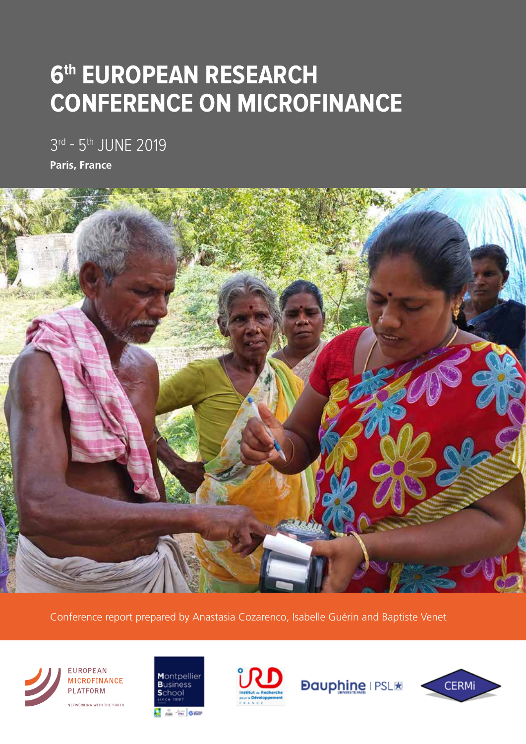# 6th EUROPEAN RESEARCH CONFERENCE ON MICROFINANCE

3rd - 5th JUNE 2019

**Paris, France**

Conference report prepared by Anastasia Cozarenco, Isabelle Guérin and Baptiste Venet

EUROPEAN MICROFINANCE PLATFORM

NETWORKING WITH THE SOUTH

Montpellier Business School

since 1897

IRD Institut de Recherche pour le Développement FRANCE

Dauphine | PSL

CERMi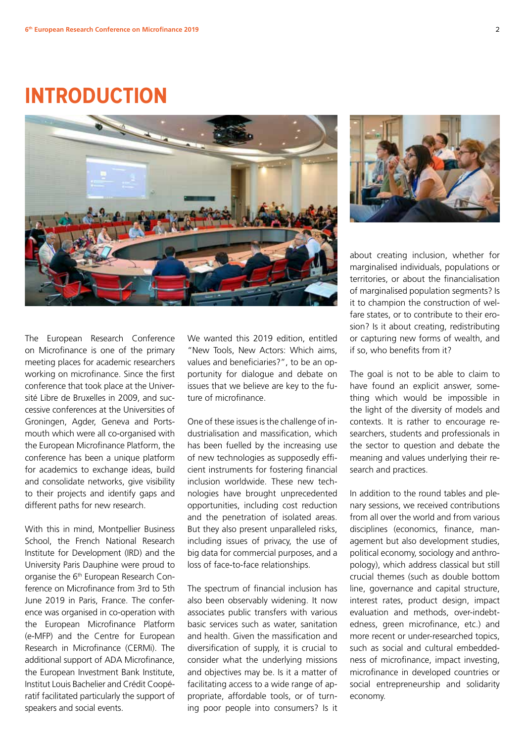# INTRODUCTION

The European Research Conference on Microfinance is one of the primary meeting places for academic researchers working on microfinance. Since the first conference that took place at the Université Libre de Bruxelles in 2009, and successive conferences at the Universities of Groningen, Agder, Geneva and Portsmouth which were all co-organised with the European Microfinance Platform, the conference has been a unique platform for academics to exchange ideas, build and consolidate networks, give visibility to their projects and identify gaps and different paths for new research.

With this in mind, Montpellier Business School, the French National Research Institute for Development (IRD) and the University Paris Dauphine were proud to organise the 6th European Research Conference on Microfinance from 3rd to 5th June 2019 in Paris, France. The conference was organised in co-operation with the European Microfinance Platform (e-MFP) and the Centre for European Research in Microfinance (CERMi). The additional support of ADA Microfinance, the European Investment Bank Institute, Institut Louis Bachelier and Crédit Coopératif facilitated particularly the support of speakers and social events.

We wanted this 2019 edition, entitled "New Tools, New Actors: Which aims, values and beneficiaries?", to be an opportunity for dialogue and debate on issues that we believe are key to the future of microfinance.

One of these issues is the challenge of industrialisation and massification, which has been fuelled by the increasing use of new technologies as supposedly efficient instruments for fostering financial inclusion worldwide. These new technologies have brought unprecedented opportunities, including cost reduction and the penetration of isolated areas. But they also present unparalleled risks, including issues of privacy, the use of big data for commercial purposes, and a loss of face-to-face relationships.

The spectrum of financial inclusion has also been observably widening. It now associates public transfers with various basic services such as water, sanitation and health. Given the massification and diversification of supply, it is crucial to consider what the underlying missions and objectives may be. Is it a matter of facilitating access to a wide range of appropriate, affordable tools, or of turning poor people into consumers? Is it about creating inclusion, whether for marginalised individuals, populations or territories, or about the financialisation of marginalised population segments? Is it to champion the construction of welfare states, or to contribute to their erosion? Is it about creating, redistributing or capturing new forms of wealth, and if so, who benefits from it?

The goal is not to be able to claim to have found an explicit answer, something which would be impossible in the light of the diversity of models and contexts. It is rather to encourage researchers, students and professionals in the sector to question and debate the meaning and values underlying their research and practices.

In addition to the round tables and plenary sessions, we received contributions from all over the world and from various disciplines (economics, finance, management but also development studies, political economy, sociology and anthropology), which address classical but still crucial themes (such as double bottom line, governance and capital structure, interest rates, product design, impact evaluation and methods, over-indebtedness, green microfinance, etc.) and more recent or under-researched topics, such as social and cultural embeddedness of microfinance, impact investing, microfinance in developed countries or social entrepreneurship and solidarity economy.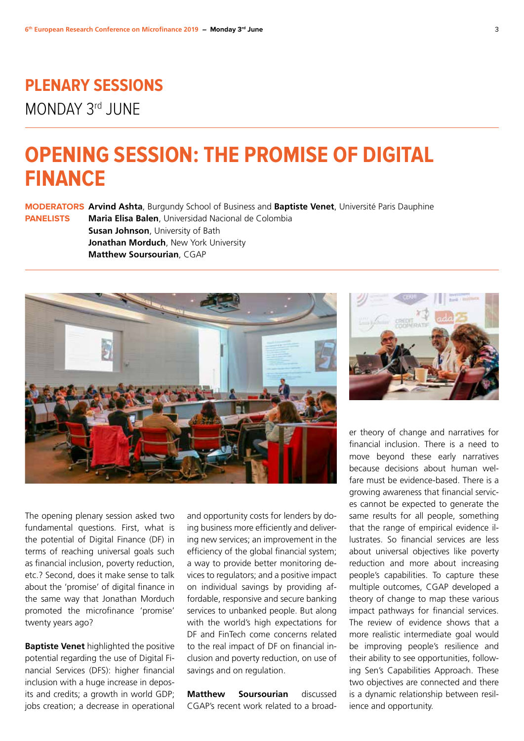# PLENARY SESSIONS

MONDAY 3rd JUNE

## OPENING SESSION: THE PROMISE OF DIGITAL FINANCE

**MODERATORS** **Arvind Ashta**, Burgundy School of Business and **Baptiste Venet**, Université Paris Dauphine

**PANELISTS** **Maria Elisa Balen**, Universidad Nacional de Colombia
**Susan Johnson**, University of Bath
**Jonathan Morduch**, New York University
**Matthew Soursourian**, CGAP

The opening plenary session asked two fundamental questions. First, what is the potential of Digital Finance (DF) in terms of reaching universal goals such as financial inclusion, poverty reduction, etc.? Second, does it make sense to talk about the 'promise' of digital finance in the same way that Jonathan Morduch promoted the microfinance 'promise' twenty years ago?

**Baptiste Venet** highlighted the positive potential regarding the use of Digital Financial Services (DFS): higher financial inclusion with a huge increase in deposits and credits; a growth in world GDP; jobs creation; a decrease in operational and opportunity costs for lenders by doing business more efficiently and delivering new services; an improvement in the efficiency of the global financial system; a way to provide better monitoring devices to regulators; and a positive impact on individual savings by providing affordable, responsive and secure banking services to unbanked people. But along with the world's high expectations for DF and FinTech come concerns related to the real impact of DF on financial inclusion and poverty reduction, on use of savings and on regulation.

**Matthew Soursourian** discussed CGAP's recent work related to a broader theory of change and narratives for financial inclusion. There is a need to move beyond these early narratives because decisions about human welfare must be evidence-based. There is a growing awareness that financial services cannot be expected to generate the same results for all people, something that the range of empirical evidence illustrates. So financial services are less about universal objectives like poverty reduction and more about increasing people's capabilities. To capture these multiple outcomes, CGAP developed a theory of change to map these various impact pathways for financial services. The review of evidence shows that a more realistic intermediate goal would be improving people's resilience and their ability to see opportunities, following Sen's Capabilities Approach. These two objectives are connected and there is a dynamic relationship between resilience and opportunity.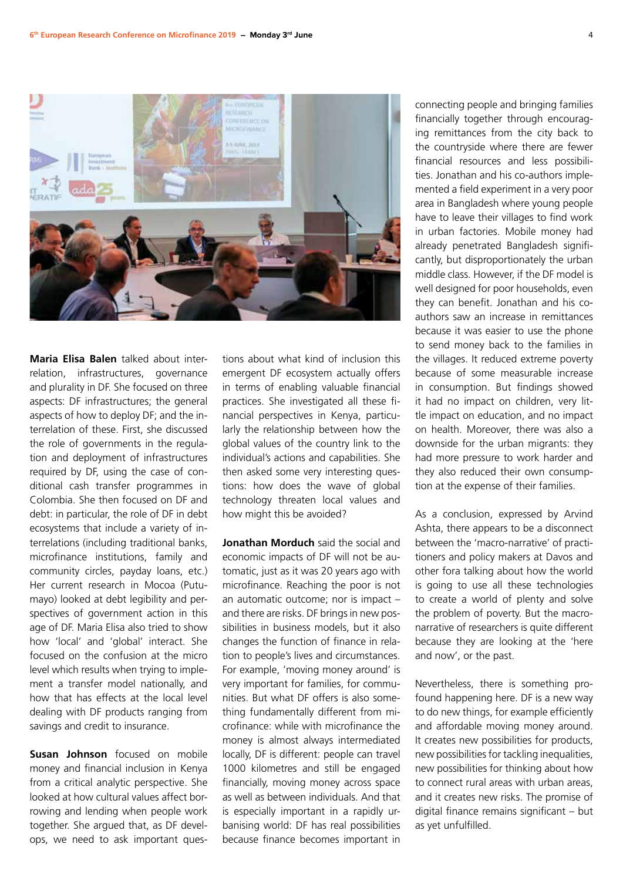**Maria Elisa Balen** talked about interrelation, infrastructures, governance and plurality in DF. She focused on three aspects: DF infrastructures; the general aspects of how to deploy DF; and the interrelation of these. First, she discussed the role of governments in the regulation and deployment of infrastructures required by DF, using the case of conditional cash transfer programmes in Colombia. She then focused on DF and debt: in particular, the role of DF in debt ecosystems that include a variety of interrelations (including traditional banks, microfinance institutions, family and community circles, payday loans, etc.) Her current research in Mocoa (Putumayo) looked at debt legibility and perspectives of government action in this age of DF. Maria Elisa also tried to show how 'local' and 'global' interact. She focused on the confusion at the micro level which results when trying to implement a transfer model nationally, and how that has effects at the local level dealing with DF products ranging from savings and credit to insurance.

**Susan Johnson** focused on mobile money and financial inclusion in Kenya from a critical analytic perspective. She looked at how cultural values affect borrowing and lending when people work together. She argued that, as DF develops, we need to ask important questions about what kind of inclusion this emergent DF ecosystem actually offers in terms of enabling valuable financial practices. She investigated all these financial perspectives in Kenya, particularly the relationship between how the global values of the country link to the individual's actions and capabilities. She then asked some very interesting questions: how does the wave of global technology threaten local values and how might this be avoided?

**Jonathan Morduch** said the social and economic impacts of DF will not be automatic, just as it was 20 years ago with microfinance. Reaching the poor is not an automatic outcome; nor is impact – and there are risks. DF brings in new possibilities in business models, but it also changes the function of finance in relation to people's lives and circumstances. For example, 'moving money around' is very important for families, for communities. But what DF offers is also something fundamentally different from microfinance: while with microfinance the money is almost always intermediated locally, DF is different: people can travel 1000 kilometres and still be engaged financially, moving money across space as well as between individuals. And that is especially important in a rapidly urbanising world: DF has real possibilities because finance becomes important in connecting people and bringing families financially together through encouraging remittances from the city back to the countryside where there are fewer financial resources and less possibilities. Jonathan and his co-authors implemented a field experiment in a very poor area in Bangladesh where young people have to leave their villages to find work in urban factories. Mobile money had already penetrated Bangladesh significantly, but disproportionately the urban middle class. However, if the DF model is well designed for poor households, even they can benefit. Jonathan and his co-authors saw an increase in remittances because it was easier to use the phone to send money back to the families in the villages. It reduced extreme poverty because of some measurable increase in consumption. But findings showed it had no impact on children, very little impact on education, and no impact on health. Moreover, there was also a downside for the urban migrants: they had more pressure to work harder and they also reduced their own consumption at the expense of their families.

As a conclusion, expressed by Arvind Ashta, there appears to be a disconnect between the 'macro-narrative' of practitioners and policy makers at Davos and other fora talking about how the world is going to use all these technologies to create a world of plenty and solve the problem of poverty. But the micro-narrative of researchers is quite different because they are looking at the 'here and now', or the past.

Nevertheless, there is something profound happening here. DF is a new way to do new things, for example efficiently and affordable moving money around. It creates new possibilities for products, new possibilities for tackling inequalities, new possibilities for thinking about how to connect rural areas with urban areas, and it creates new risks. The promise of digital finance remains significant – but as yet unfulfilled.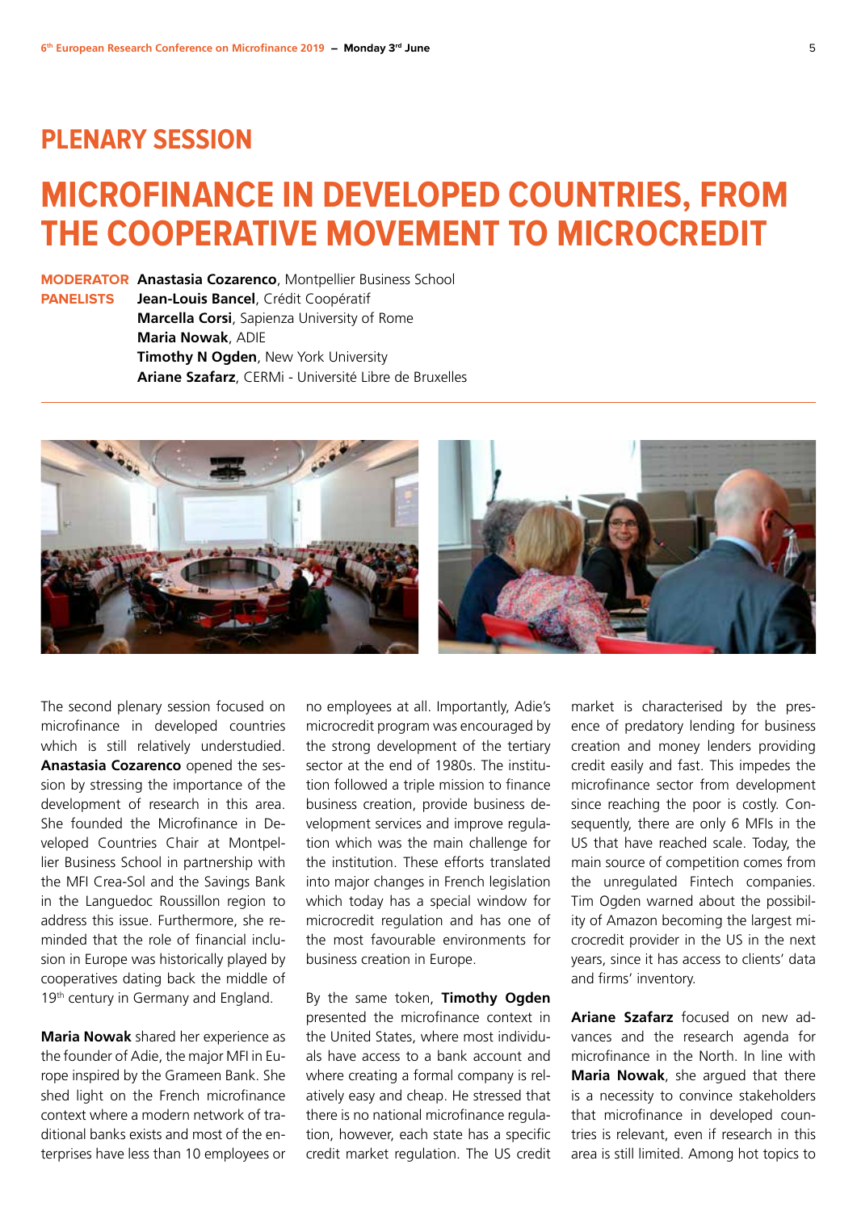## PLENARY SESSION

# MICROFINANCE IN DEVELOPED COUNTRIES, FROM THE COOPERATIVE MOVEMENT TO MICROCREDIT

**MODERATOR** **Anastasia Cozarenco**, Montpellier Business School
**PANELISTS** **Jean-Louis Bancel**, Crédit Coopératif
**Marcella Corsi**, Sapienza University of Rome
**Maria Nowak**, ADIE
**Timothy N Ogden**, New York University
**Ariane Szafarz**, CERMi - Université Libre de Bruxelles

The second plenary session focused on microfinance in developed countries which is still relatively understudied. **Anastasia Cozarenco** opened the session by stressing the importance of the development of research in this area. She founded the Microfinance in Developed Countries Chair at Montpellier Business School in partnership with the MFI Crea-Sol and the Savings Bank in the Languedoc Roussillon region to address this issue. Furthermore, she reminded that the role of financial inclusion in Europe was historically played by cooperatives dating back the middle of 19th century in Germany and England.

**Maria Nowak** shared her experience as the founder of Adie, the major MFI in Europe inspired by the Grameen Bank. She shed light on the French microfinance context where a modern network of traditional banks exists and most of the enterprises have less than 10 employees or no employees at all. Importantly, Adie's microcredit program was encouraged by the strong development of the tertiary sector at the end of 1980s. The institution followed a triple mission to finance business creation, provide business development services and improve regulation which was the main challenge for the institution. These efforts translated into major changes in French legislation which today has a special window for microcredit regulation and has one of the most favourable environments for business creation in Europe.

By the same token, **Timothy Ogden** presented the microfinance context in the United States, where most individuals have access to a bank account and where creating a formal company is relatively easy and cheap. He stressed that there is no national microfinance regulation, however, each state has a specific credit market regulation. The US credit market is characterised by the presence of predatory lending for business creation and money lenders providing credit easily and fast. This impedes the microfinance sector from development since reaching the poor is costly. Consequently, there are only 6 MFIs in the US that have reached scale. Today, the main source of competition comes from the unregulated Fintech companies. Tim Ogden warned about the possibility of Amazon becoming the largest microcredit provider in the US in the next years, since it has access to clients' data and firms' inventory.

**Ariane Szafarz** focused on new advances and the research agenda for microfinance in the North. In line with **Maria Nowak**, she argued that there is a necessity to convince stakeholders that microfinance in developed countries is relevant, even if research in this area is still limited. Among hot topics to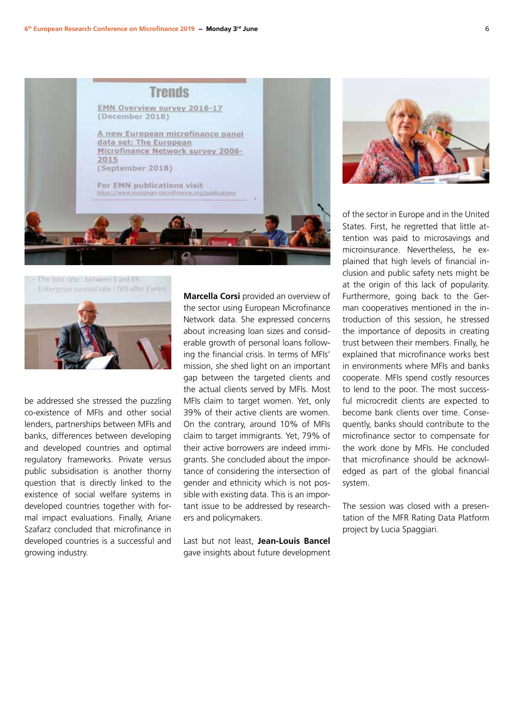be addressed she stressed the puzzling co-existence of MFIs and other social lenders, partnerships between MFIs and banks, differences between developing and developed countries and optimal regulatory frameworks. Private versus public subsidisation is another thorny question that is directly linked to the existence of social welfare systems in developed countries together with formal impact evaluations. Finally, Ariane Szafarz concluded that microfinance in developed countries is a successful and growing industry.

**Marcella Corsi** provided an overview of the sector using European Microfinance Network data. She expressed concerns about increasing loan sizes and considerable growth of personal loans following the financial crisis. In terms of MFIs' mission, she shed light on an important gap between the targeted clients and the actual clients served by MFIs. Most MFIs claim to target women. Yet, only 39% of their active clients are women. On the contrary, around 10% of MFIs claim to target immigrants. Yet, 79% of their active borrowers are indeed immigrants. She concluded about the importance of considering the intersection of gender and ethnicity which is not possible with existing data. This is an important issue to be addressed by researchers and policymakers.

Last but not least, **Jean-Louis Bancel** gave insights about future development of the sector in Europe and in the United States. First, he regretted that little attention was paid to microsavings and microinsurance. Nevertheless, he explained that high levels of financial inclusion and public safety nets might be at the origin of this lack of popularity. Furthermore, going back to the German cooperatives mentioned in the introduction of this session, he stressed the importance of deposits in creating trust between their members. Finally, he explained that microfinance works best in environments where MFIs and banks cooperate. MFIs spend costly resources to lend to the poor. The most successful microcredit clients are expected to become bank clients over time. Consequently, banks should contribute to the microfinance sector to compensate for the work done by MFIs. He concluded that microfinance should be acknowledged as part of the global financial system.

The session was closed with a presentation of the MFR Rating Data Platform project by Lucia Spaggiari.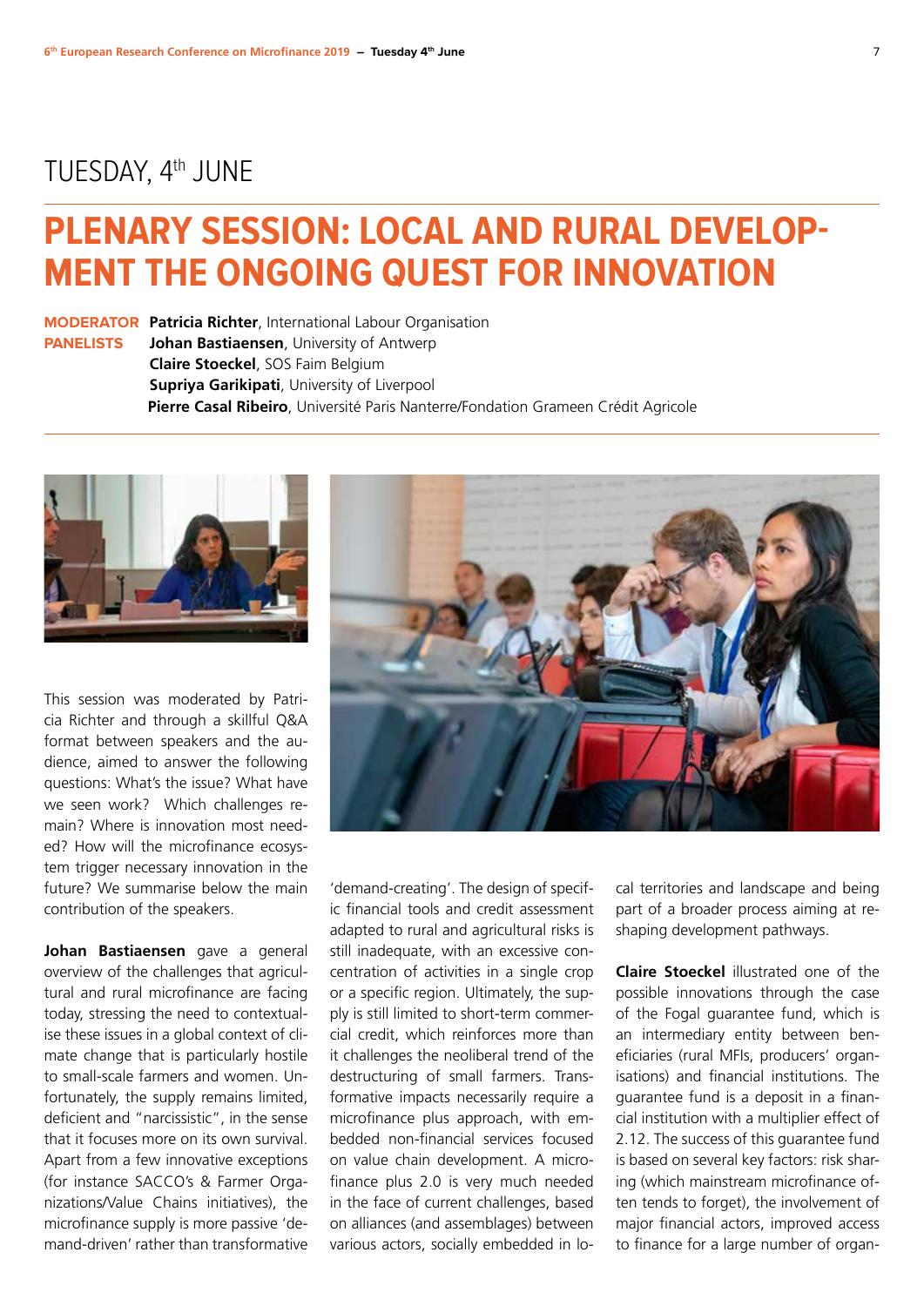## TUESDAY, 4th JUNE

# PLENARY SESSION: LOCAL AND RURAL DEVELOPMENT THE ONGOING QUEST FOR INNOVATION

**MODERATOR** **Patricia Richter**, International Labour Organisation
**PANELISTS** **Johan Bastiaensen**, University of Antwerp
**Claire Stoeckel**, SOS Faim Belgium
**Supriya Garikipati**, University of Liverpool
**Pierre Casal Ribeiro**, Université Paris Nanterre/Fondation Grameen Crédit Agricole

This session was moderated by Patricia Richter and through a skillful Q&A format between speakers and the audience, aimed to answer the following questions: What's the issue? What have we seen work? Which challenges remain? Where is innovation most needed? How will the microfinance ecosystem trigger necessary innovation in the future? We summarise below the main contribution of the speakers.

**Johan Bastiaensen** gave a general overview of the challenges that agricultural and rural microfinance are facing today, stressing the need to contextualise these issues in a global context of climate change that is particularly hostile to small-scale farmers and women. Unfortunately, the supply remains limited, deficient and "narcissistic", in the sense that it focuses more on its own survival. Apart from a few innovative exceptions (for instance SACCO's & Farmer Organizations/Value Chains initiatives), the microfinance supply is more passive 'demand-driven' rather than transformative 'demand-creating'. The design of specific financial tools and credit assessment adapted to rural and agricultural risks is still inadequate, with an excessive concentration of activities in a single crop or a specific region. Ultimately, the supply is still limited to short-term commercial credit, which reinforces more than it challenges the neoliberal trend of the destructuring of small farmers. Transformative impacts necessarily require a microfinance plus approach, with embedded non-financial services focused on value chain development. A microfinance plus 2.0 is very much needed in the face of current challenges, based on alliances (and assemblages) between various actors, socially embedded in local territories and landscape and being part of a broader process aiming at reshaping development pathways.

**Claire Stoeckel** illustrated one of the possible innovations through the case of the Fogal guarantee fund, which is an intermediary entity between beneficiaries (rural MFIs, producers' organisations) and financial institutions. The guarantee fund is a deposit in a financial institution with a multiplier effect of 2.12. The success of this guarantee fund is based on several key factors: risk sharing (which mainstream microfinance often tends to forget), the involvement of major financial actors, improved access to finance for a large number of organ-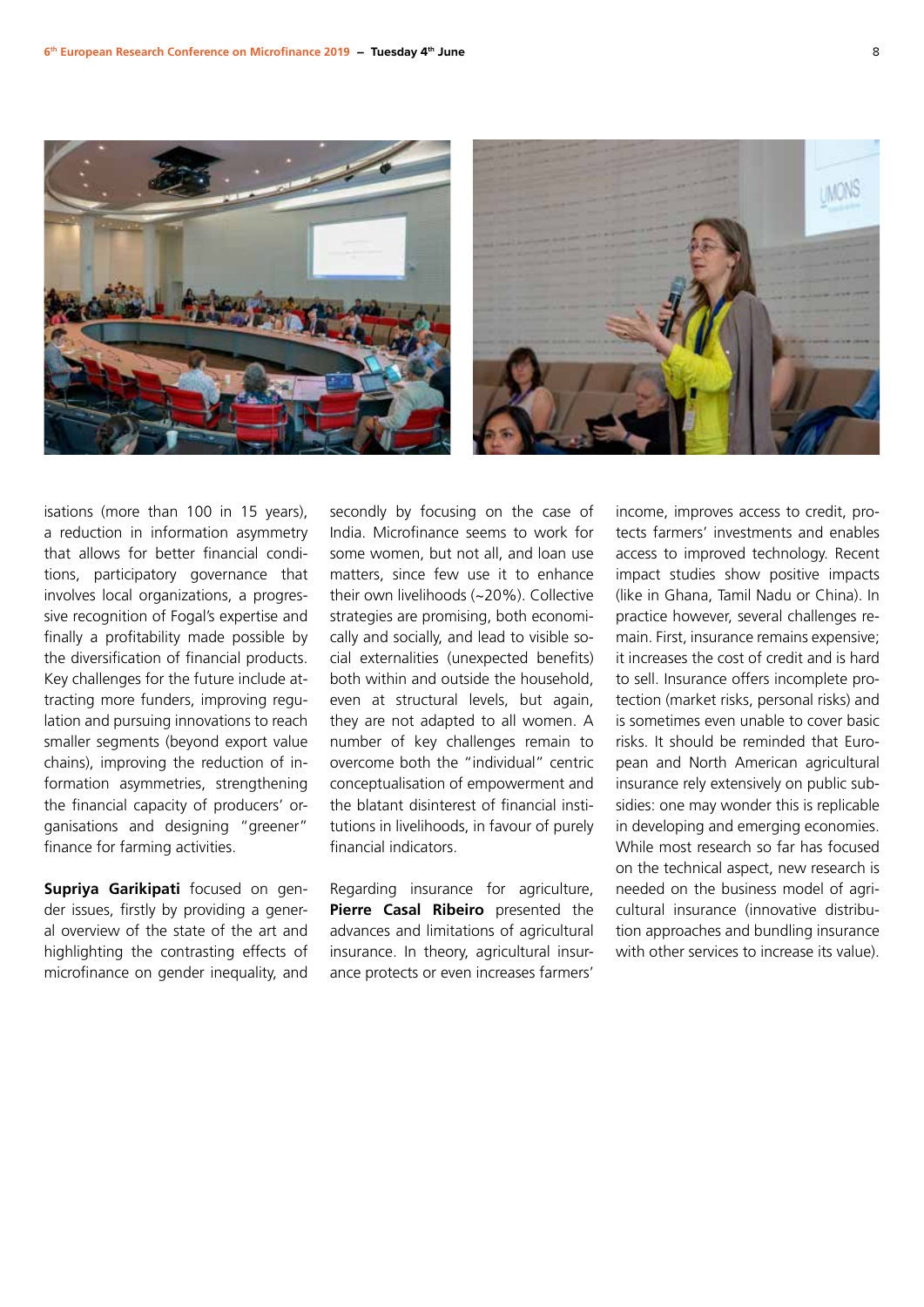isations (more than 100 in 15 years), a reduction in information asymmetry that allows for better financial conditions, participatory governance that involves local organizations, a progressive recognition of Fogal's expertise and finally a profitability made possible by the diversification of financial products. Key challenges for the future include attracting more funders, improving regulation and pursuing innovations to reach smaller segments (beyond export value chains), improving the reduction of information asymmetries, strengthening the financial capacity of producers' organisations and designing "greener" finance for farming activities.

**Supriya Garikipati** focused on gender issues, firstly by providing a general overview of the state of the art and highlighting the contrasting effects of microfinance on gender inequality, and secondly by focusing on the case of India. Microfinance seems to work for some women, but not all, and loan use matters, since few use it to enhance their own livelihoods (~20%). Collective strategies are promising, both economically and socially, and lead to visible social externalities (unexpected benefits) both within and outside the household, even at structural levels, but again, they are not adapted to all women. A number of key challenges remain to overcome both the "individual" centric conceptualisation of empowerment and the blatant disinterest of financial institutions in livelihoods, in favour of purely financial indicators.

Regarding insurance for agriculture, **Pierre Casal Ribeiro** presented the advances and limitations of agricultural insurance. In theory, agricultural insurance protects or even increases farmers' income, improves access to credit, protects farmers' investments and enables access to improved technology. Recent impact studies show positive impacts (like in Ghana, Tamil Nadu or China). In practice however, several challenges remain. First, insurance remains expensive; it increases the cost of credit and is hard to sell. Insurance offers incomplete protection (market risks, personal risks) and is sometimes even unable to cover basic risks. It should be reminded that European and North American agricultural insurance rely extensively on public subsidies: one may wonder this is replicable in developing and emerging economies. While most research so far has focused on the technical aspect, new research is needed on the business model of agricultural insurance (innovative distribution approaches and bundling insurance with other services to increase its value).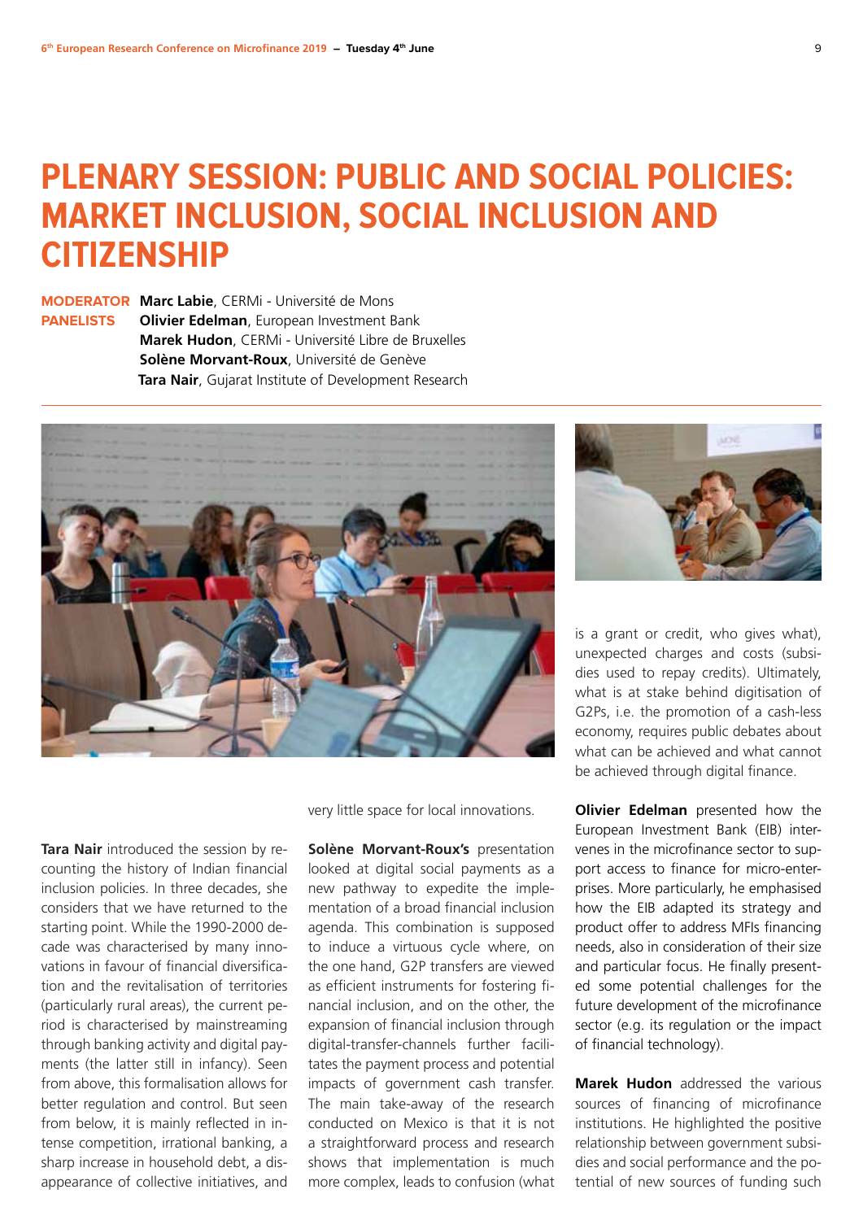# PLENARY SESSION: PUBLIC AND SOCIAL POLICIES: MARKET INCLUSION, SOCIAL INCLUSION AND CITIZENSHIP

**MODERATOR** **Marc Labie**, CERMi - Université de Mons
**PANELISTS** **Olivier Edelman**, European Investment Bank
**Marek Hudon**, CERMi - Université Libre de Bruxelles
**Solène Morvant-Roux**, Université de Genève
**Tara Nair**, Gujarat Institute of Development Research

**Tara Nair** introduced the session by recounting the history of Indian financial inclusion policies. In three decades, she considers that we have returned to the starting point. While the 1990-2000 decade was characterised by many innovations in favour of financial diversification and the revitalisation of territories (particularly rural areas), the current period is characterised by mainstreaming through banking activity and digital payments (the latter still in infancy). Seen from above, this formalisation allows for better regulation and control. But seen from below, it is mainly reflected in intense competition, irrational banking, a sharp increase in household debt, a disappearance of collective initiatives, and very little space for local innovations.

**Solène Morvant-Roux's** presentation looked at digital social payments as a new pathway to expedite the implementation of a broad financial inclusion agenda. This combination is supposed to induce a virtuous cycle where, on the one hand, G2P transfers are viewed as efficient instruments for fostering financial inclusion, and on the other, the expansion of financial inclusion through digital-transfer-channels further facilitates the payment process and potential impacts of government cash transfer. The main take-away of the research conducted on Mexico is that it is not a straightforward process and research shows that implementation is much more complex, leads to confusion (what is a grant or credit, who gives what), unexpected charges and costs (subsidies used to repay credits). Ultimately, what is at stake behind digitisation of G2Ps, i.e. the promotion of a cash-less economy, requires public debates about what can be achieved and what cannot be achieved through digital finance.

**Olivier Edelman** presented how the European Investment Bank (EIB) intervenes in the microfinance sector to support access to finance for micro-enterprises. More particularly, he emphasised how the EIB adapted its strategy and product offer to address MFIs financing needs, also in consideration of their size and particular focus. He finally presented some potential challenges for the future development of the microfinance sector (e.g. its regulation or the impact of financial technology).

**Marek Hudon** addressed the various sources of financing of microfinance institutions. He highlighted the positive relationship between government subsidies and social performance and the potential of new sources of funding such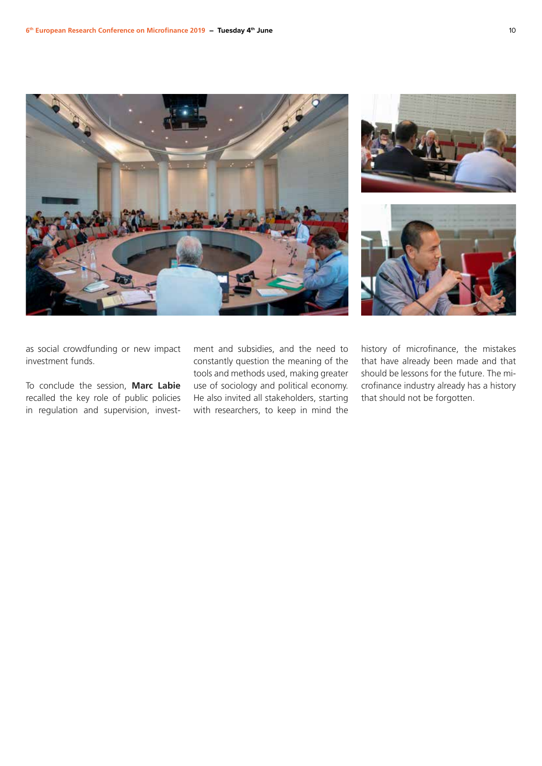as social crowdfunding or new impact investment funds.

To conclude the session, **Marc Labie** recalled the key role of public policies in regulation and supervision, investment and subsidies, and the need to constantly question the meaning of the tools and methods used, making greater use of sociology and political economy. He also invited all stakeholders, starting with researchers, to keep in mind the history of microfinance, the mistakes that have already been made and that should be lessons for the future. The microfinance industry already has a history that should not be forgotten.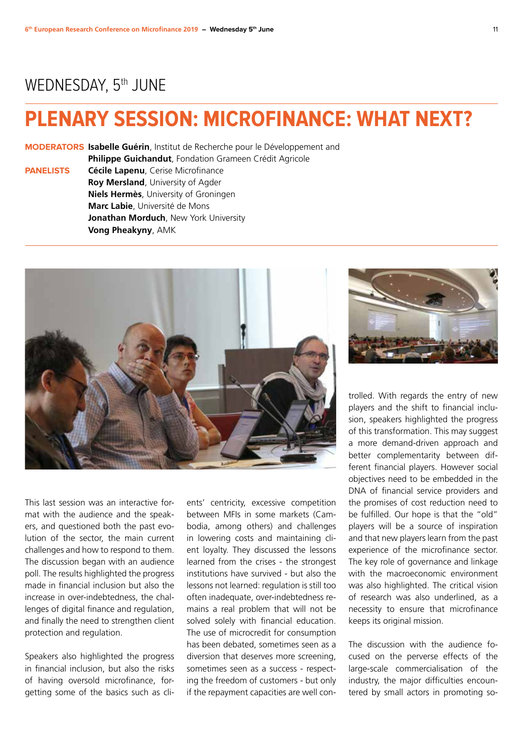# WEDNESDAY, 5th JUNE

## PLENARY SESSION: MICROFINANCE: WHAT NEXT?

**MODERATORS** **Isabelle Guérin**, Institut de Recherche pour le Développement and
**Philippe Guichandut**, Fondation Grameen Crédit Agricole

**PANELISTS** **Cécile Lapenu**, Cerise Microfinance
**Roy Mersland**, University of Agder
**Niels Hermès**, University of Groningen
**Marc Labie**, Université de Mons
**Jonathan Morduch**, New York University
**Vong Pheakyny**, AMK

This last session was an interactive format with the audience and the speakers, and questioned both the past evolution of the sector, the main current challenges and how to respond to them. The discussion began with an audience poll. The results highlighted the progress made in financial inclusion but also the increase in over-indebtedness, the challenges of digital finance and regulation, and finally the need to strengthen client protection and regulation.

Speakers also highlighted the progress in financial inclusion, but also the risks of having oversold microfinance, forgetting some of the basics such as clients' centricity, excessive competition between MFIs in some markets (Cambodia, among others) and challenges in lowering costs and maintaining client loyalty. They discussed the lessons learned from the crises - the strongest institutions have survived - but also the lessons not learned: regulation is still too often inadequate, over-indebtedness remains a real problem that will not be solved solely with financial education. The use of microcredit for consumption has been debated, sometimes seen as a diversion that deserves more screening, sometimes seen as a success - respecting the freedom of customers - but only if the repayment capacities are well controlled. With regards the entry of new players and the shift to financial inclusion, speakers highlighted the progress of this transformation. This may suggest a more demand-driven approach and better complementarity between different financial players. However social objectives need to be embedded in the DNA of financial service providers and the promises of cost reduction need to be fulfilled. Our hope is that the "old" players will be a source of inspiration and that new players learn from the past experience of the microfinance sector. The key role of governance and linkage with the macroeconomic environment was also highlighted. The critical vision of research was also underlined, as a necessity to ensure that microfinance keeps its original mission.

The discussion with the audience focused on the perverse effects of the large-scale commercialisation of the industry, the major difficulties encountered by small actors in promoting so-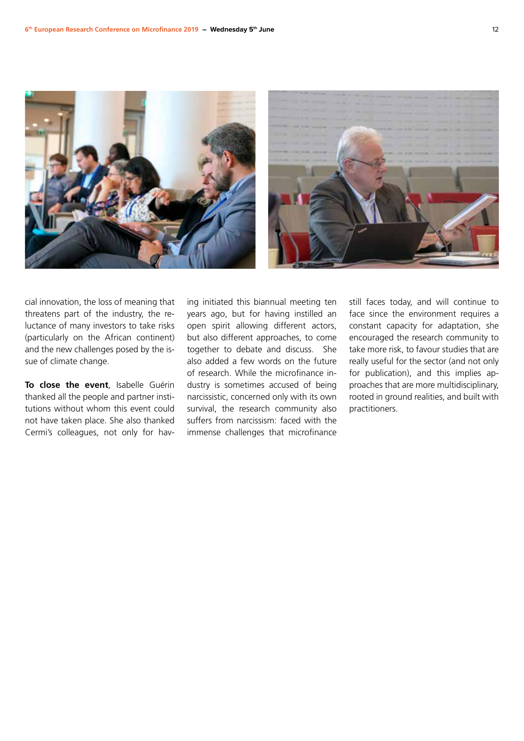cial innovation, the loss of meaning that threatens part of the industry, the reluctance of many investors to take risks (particularly on the African continent) and the new challenges posed by the issue of climate change.

**To close the event**, Isabelle Guérin thanked all the people and partner institutions without whom this event could not have taken place. She also thanked Cermi's colleagues, not only for having initiated this biannual meeting ten years ago, but for having instilled an open spirit allowing different actors, but also different approaches, to come together to debate and discuss. She also added a few words on the future of research. While the microfinance industry is sometimes accused of being narcissistic, concerned only with its own survival, the research community also suffers from narcissism: faced with the immense challenges that microfinance still faces today, and will continue to face since the environment requires a constant capacity for adaptation, she encouraged the research community to take more risk, to favour studies that are really useful for the sector (and not only for publication), and this implies approaches that are more multidisciplinary, rooted in ground realities, and built with practitioners.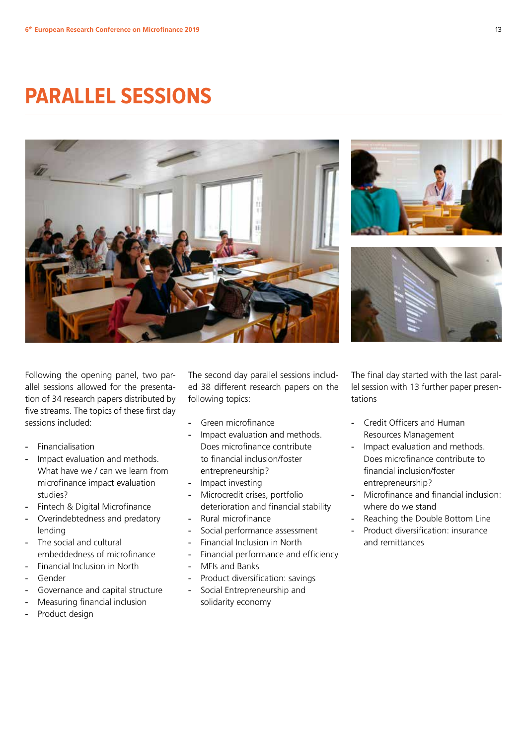# PARALLEL SESSIONS

Following the opening panel, two parallel sessions allowed for the presentation of 34 research papers distributed by five streams. The topics of these first day sessions included:

- Financialisation
- Impact evaluation and methods. What have we / can we learn from microfinance impact evaluation studies?
- Fintech & Digital Microfinance
- Overindebtedness and predatory lending
- The social and cultural embeddedness of microfinance
- Financial Inclusion in North
- Gender
- Governance and capital structure
- Measuring financial inclusion
- Product design

The second day parallel sessions included 38 different research papers on the following topics:

- Green microfinance
- Impact evaluation and methods. Does microfinance contribute to financial inclusion/foster entrepreneurship?
- Impact investing
- Microcredit crises, portfolio deterioration and financial stability
- Rural microfinance
- Social performance assessment
- Financial Inclusion in North
- Financial performance and efficiency
- MFIs and Banks
- Product diversification: savings
- Social Entrepreneurship and solidarity economy

The final day started with the last parallel session with 13 further paper presentations

- Credit Officers and Human Resources Management
- Impact evaluation and methods. Does microfinance contribute to financial inclusion/foster entrepreneurship?
- Microfinance and financial inclusion: where do we stand
- Reaching the Double Bottom Line
- Product diversification: insurance and remittances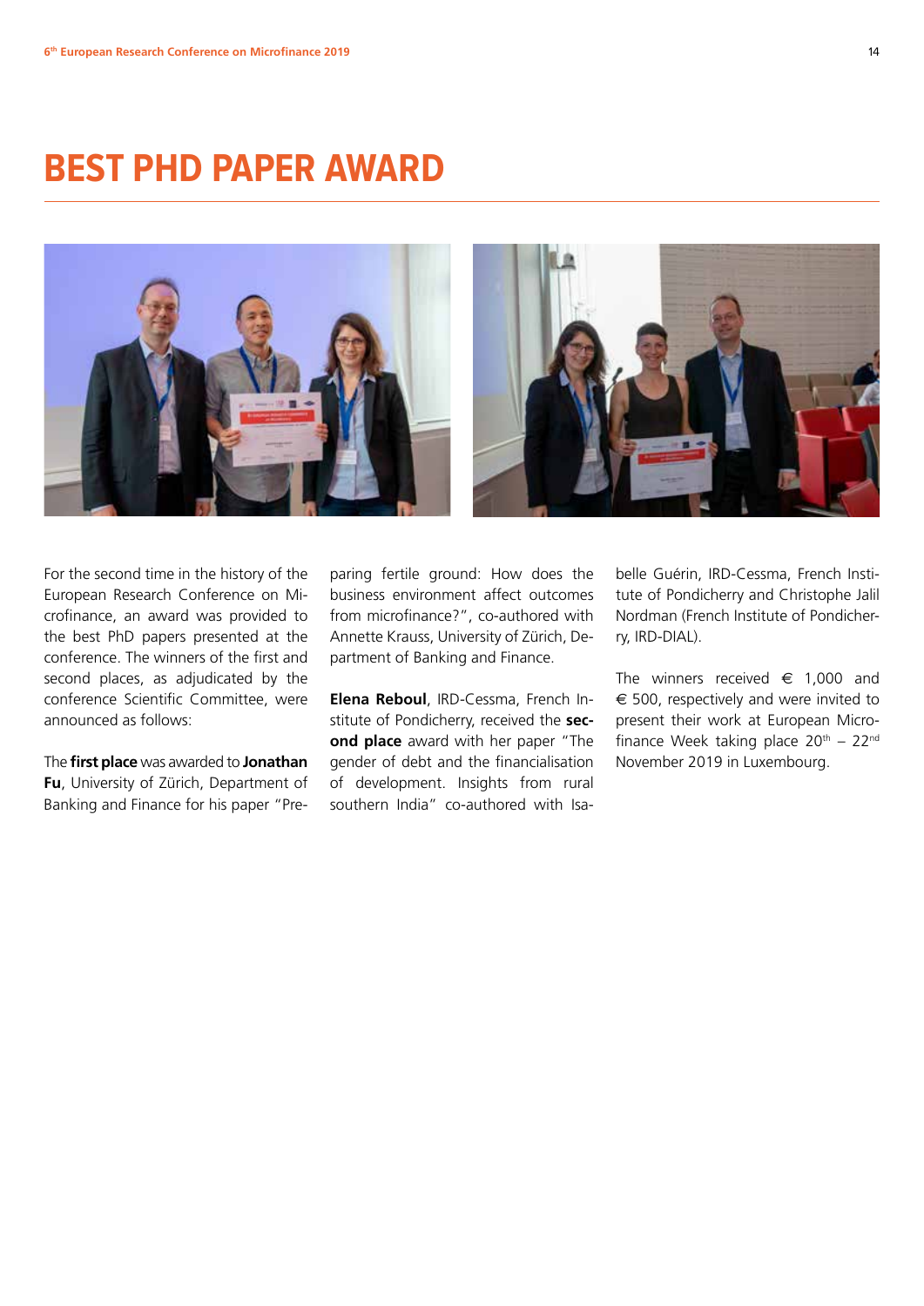# BEST PHD PAPER AWARD

For the second time in the history of the European Research Conference on Microfinance, an award was provided to the best PhD papers presented at the conference. The winners of the first and second places, as adjudicated by the conference Scientific Committee, were announced as follows:

The **first place** was awarded to **Jonathan Fu**, University of Zürich, Department of Banking and Finance for his paper "Preparing fertile ground: How does the business environment affect outcomes from microfinance?", co-authored with Annette Krauss, University of Zürich, Department of Banking and Finance.

**Elena Reboul**, IRD-Cessma, French Institute of Pondicherry, received the **second place** award with her paper "The gender of debt and the financialisation of development. Insights from rural southern India" co-authored with Isabelle Guérin, IRD-Cessma, French Institute of Pondicherry and Christophe Jalil Nordman (French Institute of Pondicherry, IRD-DIAL).

The winners received € 1,000 and € 500, respectively and were invited to present their work at European Microfinance Week taking place 20th – 22nd November 2019 in Luxembourg.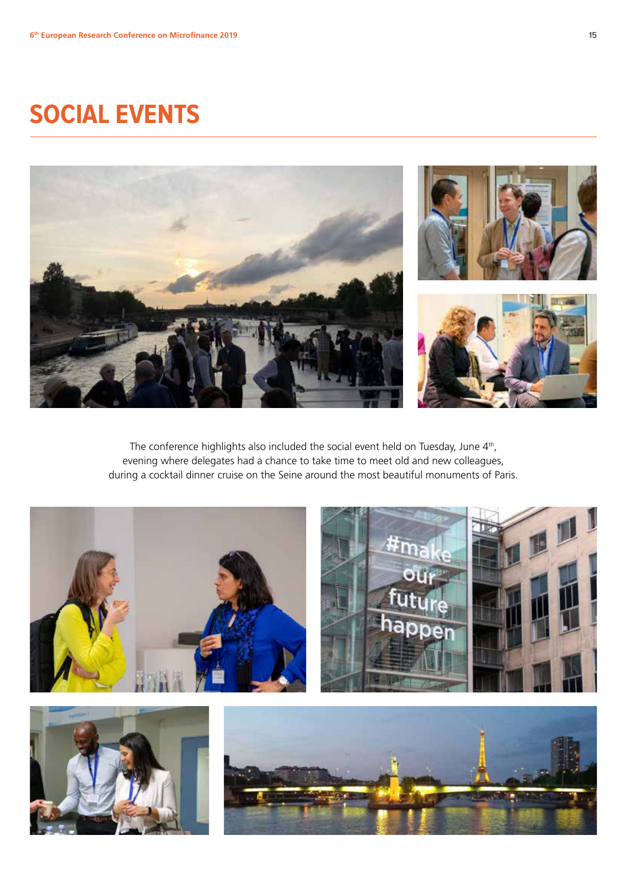# SOCIAL EVENTS

The conference highlights also included the social event held on Tuesday, June 4th, evening where delegates had a chance to take time to meet old and new colleagues, during a cocktail dinner cruise on the Seine around the most beautiful monuments of Paris.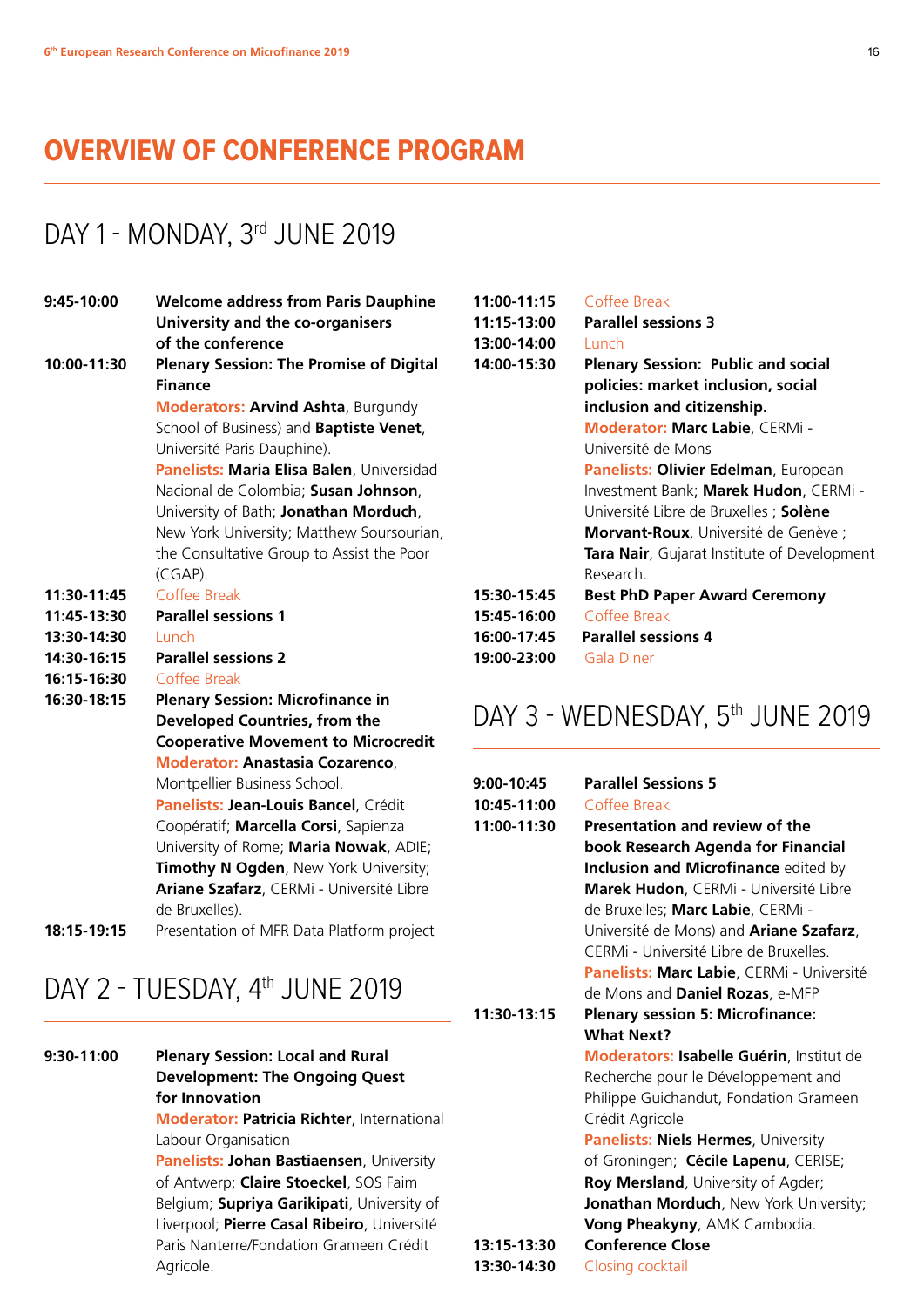# OVERVIEW OF CONFERENCE PROGRAM

## DAY 1 - MONDAY, 3rd JUNE 2019

**9:45-10:00** **Welcome address from Paris Dauphine University and the co-organisers of the conference**

**10:00-11:30** **Plenary Session: The Promise of Digital Finance**
Moderators: **Arvind Ashta**, Burgundy School of Business) and **Baptiste Venet**, Université Paris Dauphine).
Panelists: **Maria Elisa Balen**, Universidad Nacional de Colombia; **Susan Johnson**, University of Bath; **Jonathan Morduch**, New York University; Matthew Soursourian, the Consultative Group to Assist the Poor (CGAP).

**11:30-11:45** Coffee Break

**11:45-13:30** **Parallel sessions 1**

**13:30-14:30** Lunch

**14:30-16:15** **Parallel sessions 2**

**16:15-16:30** Coffee Break

**16:30-18:15** **Plenary Session: Microfinance in Developed Countries, from the Cooperative Movement to Microcredit**
Moderator: **Anastasia Cozarenco**, Montpellier Business School.
Panelists: **Jean-Louis Bancel**, Crédit Coopératif; **Marcella Corsi**, Sapienza University of Rome; **Maria Nowak**, ADIE; **Timothy N Ogden**, New York University; **Ariane Szafarz**, CERMi - Université Libre de Bruxelles).

**18:15-19:15** Presentation of MFR Data Platform project

## DAY 2 - TUESDAY, 4th JUNE 2019

**9:30-11:00** **Plenary Session: Local and Rural Development: The Ongoing Quest for Innovation**
Moderator: **Patricia Richter**, International Labour Organisation
Panelists: **Johan Bastiaensen**, University of Antwerp; **Claire Stoeckel**, SOS Faim Belgium; **Supriya Garikipati**, University of Liverpool; **Pierre Casal Ribeiro**, Université Paris Nanterre/Fondation Grameen Crédit Agricole.

**11:00-11:15** Coffee Break

**11:15-13:00** **Parallel sessions 3**

**13:00-14:00** Lunch

**14:00-15:30** **Plenary Session: Public and social policies: market inclusion, social inclusion and citizenship.**
Moderator: **Marc Labie**, CERMi - Université de Mons
Panelists: **Olivier Edelman**, European Investment Bank; **Marek Hudon**, CERMi - Université Libre de Bruxelles ; **Solène Morvant-Roux**, Université de Genève ; **Tara Nair**, Gujarat Institute of Development Research.

**15:30-15:45** **Best PhD Paper Award Ceremony**

**15:45-16:00** Coffee Break

**16:00-17:45** **Parallel sessions 4**

**19:00-23:00** Gala Diner

## DAY 3 - WEDNESDAY, 5th JUNE 2019

**9:00-10:45** **Parallel Sessions 5**

**10:45-11:00** Coffee Break

**11:00-11:30** **Presentation and review of the book Research Agenda for Financial Inclusion and Microfinance** edited by **Marek Hudon**, CERMi - Université Libre de Bruxelles; **Marc Labie**, CERMi - Université de Mons) and **Ariane Szafarz**, CERMi - Université Libre de Bruxelles.
Panelists: **Marc Labie**, CERMi - Université de Mons and **Daniel Rozas**, e-MFP

**11:30-13:15** **Plenary session 5: Microfinance: What Next?**
Moderators: **Isabelle Guérin**, Institut de Recherche pour le Développement and Philippe Guichandut, Fondation Grameen Crédit Agricole
Panelists: **Niels Hermes**, University of Groningen; **Cécile Lapenu**, CERISE; **Roy Mersland**, University of Agder; **Jonathan Morduch**, New York University; **Vong Pheakyny**, AMK Cambodia.

**13:15-13:30** **Conference Close**

**13:30-14:30** Closing cocktail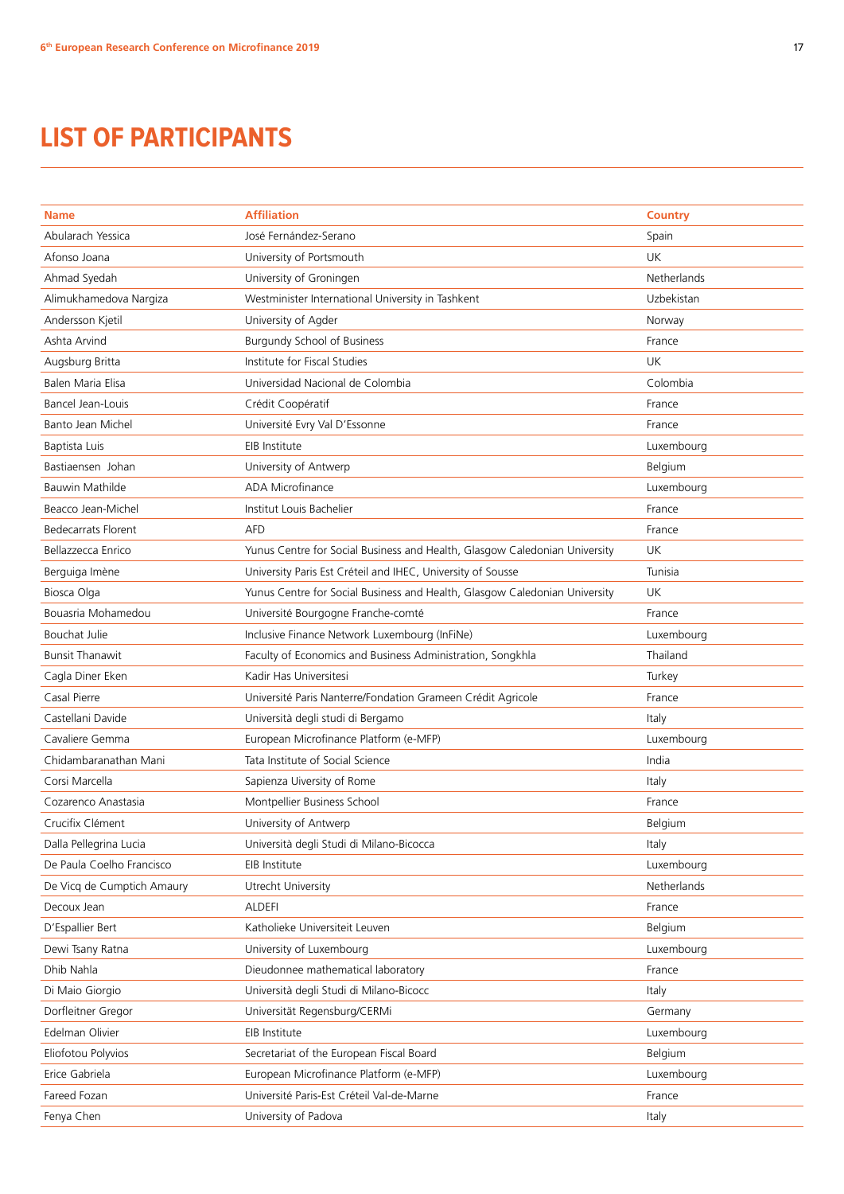# LIST OF PARTICIPANTS

| Name | Affiliation | Country |
|---|---|---|
| Abularach Yessica | José Fernández-Serano | Spain |
| Afonso Joana | University of Portsmouth | UK |
| Ahmad Syedah | University of Groningen | Netherlands |
| Alimukhamedova Nargiza | Westminister International University in Tashkent | Uzbekistan |
| Andersson Kjetil | University of Agder | Norway |
| Ashta Arvind | Burgundy School of Business | France |
| Augsburg Britta | Institute for Fiscal Studies | UK |
| Balen Maria Elisa | Universidad Nacional de Colombia | Colombia |
| Bancel Jean-Louis | Crédit Coopératif | France |
| Banto Jean Michel | Université Evry Val D'Essonne | France |
| Baptista Luis | EIB Institute | Luxembourg |
| Bastiaensen  Johan | University of Antwerp | Belgium |
| Bauwin Mathilde | ADA Microfinance | Luxembourg |
| Beacco Jean-Michel | Institut Louis Bachelier | France |
| Bedecarrats Florent | AFD | France |
| Bellazzecca Enrico | Yunus Centre for Social Business and Health, Glasgow Caledonian University | UK |
| Berguiga Imène | University Paris Est Créteil and IHEC, University of Sousse | Tunisia |
| Biosca Olga | Yunus Centre for Social Business and Health, Glasgow Caledonian University | UK |
| Bouasria Mohamedou | Université Bourgogne Franche-comté | France |
| Bouchat Julie | Inclusive Finance Network Luxembourg (InFiNe) | Luxembourg |
| Bunsit Thanawit | Faculty of Economics and Business Administration, Songkhla | Thailand |
| Cagla Diner Eken | Kadir Has Universitesi | Turkey |
| Casal Pierre | Université Paris Nanterre/Fondation Grameen Crédit Agricole | France |
| Castellani Davide | Università degli studi di Bergamo | Italy |
| Cavaliere Gemma | European Microfinance Platform (e-MFP) | Luxembourg |
| Chidambaranathan Mani | Tata Institute of Social Science | India |
| Corsi Marcella | Sapienza Uiversity of Rome | Italy |
| Cozarenco Anastasia | Montpellier Business School | France |
| Crucifix Clément | University of Antwerp | Belgium |
| Dalla Pellegrina Lucia | Università degli Studi di Milano-Bicocca | Italy |
| De Paula Coelho Francisco | EIB Institute | Luxembourg |
| De Vicq de Cumptich Amaury | Utrecht University | Netherlands |
| Decoux Jean | ALDEFI | France |
| D'Espallier Bert | Katholieke Universiteit Leuven | Belgium |
| Dewi Tsany Ratna | University of Luxembourg | Luxembourg |
| Dhib Nahla | Dieudonnee mathematical laboratory | France |
| Di Maio Giorgio | Università degli Studi di Milano-Bicocc | Italy |
| Dorfleitner Gregor | Universität Regensburg/CERMi | Germany |
| Edelman Olivier | EIB Institute | Luxembourg |
| Eliofotou Polyvios | Secretariat of the European Fiscal Board | Belgium |
| Erice Gabriela | European Microfinance Platform (e-MFP) | Luxembourg |
| Fareed Fozan | Université Paris-Est Créteil Val-de-Marne | France |
| Fenya Chen | University of Padova | Italy |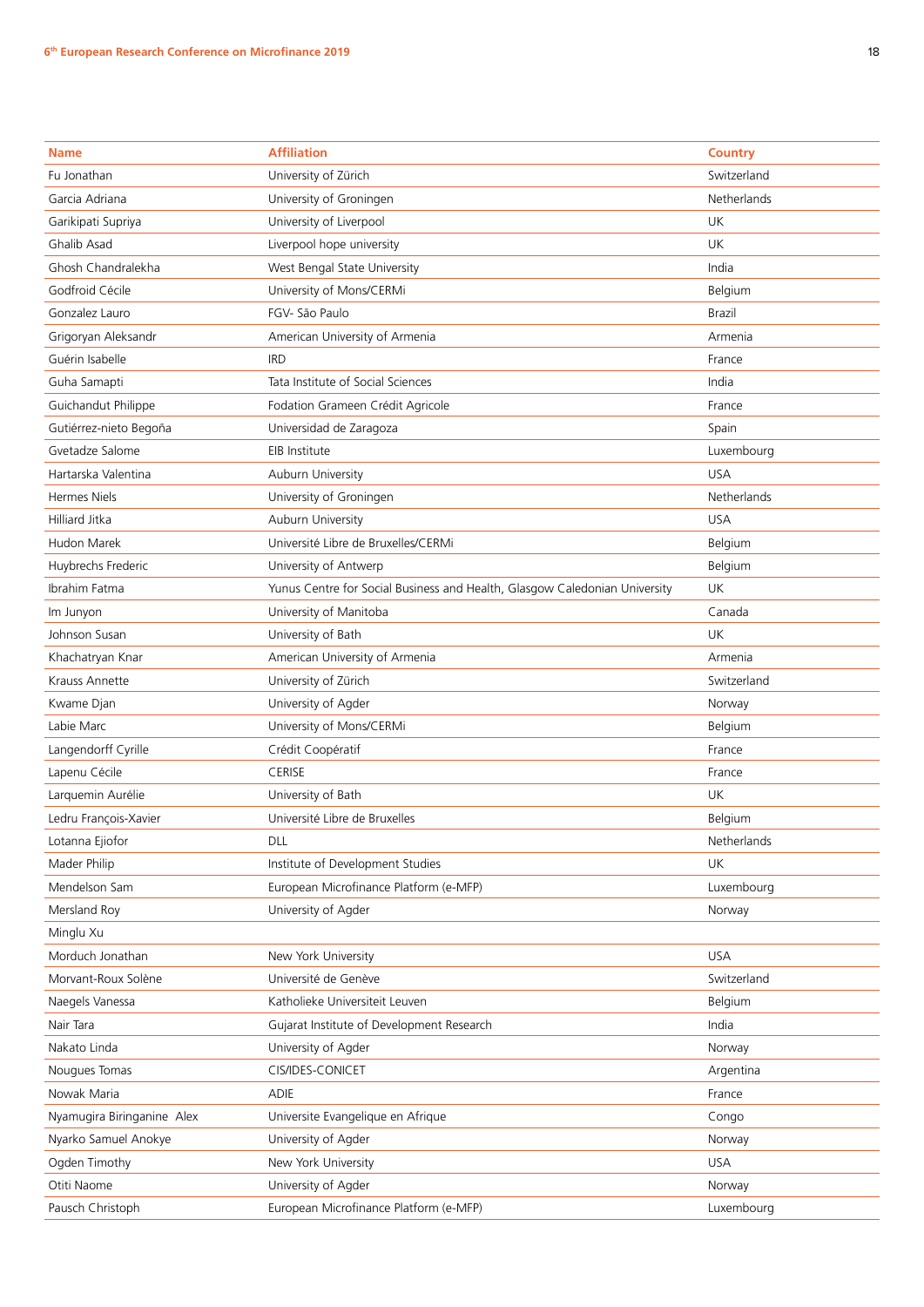| Name | Affiliation | Country |
|---|---|---|
| Fu Jonathan | University of Zürich | Switzerland |
| Garcia Adriana | University of Groningen | Netherlands |
| Garikipati Supriya | University of Liverpool | UK |
| Ghalib Asad | Liverpool hope university | UK |
| Ghosh Chandralekha | West Bengal State University | India |
| Godfroid Cécile | University of Mons/CERMi | Belgium |
| Gonzalez Lauro | FGV- São Paulo | Brazil |
| Grigoryan Aleksandr | American University of Armenia | Armenia |
| Guérin Isabelle | IRD | France |
| Guha Samapti | Tata Institute of Social Sciences | India |
| Guichandut Philippe | Fodation Grameen Crédit Agricole | France |
| Gutiérrez-nieto Begoña | Universidad de Zaragoza | Spain |
| Gvetadze Salome | EIB Institute | Luxembourg |
| Hartarska Valentina | Auburn University | USA |
| Hermes Niels | University of Groningen | Netherlands |
| Hilliard Jitka | Auburn University | USA |
| Hudon Marek | Université Libre de Bruxelles/CERMi | Belgium |
| Huybrechs Frederic | University of Antwerp | Belgium |
| Ibrahim Fatma | Yunus Centre for Social Business and Health, Glasgow Caledonian University | UK |
| Im Junyon | University of Manitoba | Canada |
| Johnson Susan | University of Bath | UK |
| Khachatryan Knar | American University of Armenia | Armenia |
| Krauss Annette | University of Zürich | Switzerland |
| Kwame Djan | University of Agder | Norway |
| Labie Marc | University of Mons/CERMi | Belgium |
| Langendorff Cyrille | Crédit Coopératif | France |
| Lapenu Cécile | CERISE | France |
| Larquemin Aurélie | University of Bath | UK |
| Ledru François-Xavier | Université Libre de Bruxelles | Belgium |
| Lotanna Ejiofor | DLL | Netherlands |
| Mader Philip | Institute of Development Studies | UK |
| Mendelson Sam | European Microfinance Platform (e-MFP) | Luxembourg |
| Mersland Roy | University of Agder | Norway |
| Minglu Xu | | |
| Morduch Jonathan | New York University | USA |
| Morvant-Roux Solène | Université de Genève | Switzerland |
| Naegels Vanessa | Katholieke Universiteit Leuven | Belgium |
| Nair Tara | Gujarat Institute of Development Research | India |
| Nakato Linda | University of Agder | Norway |
| Nougues Tomas | CIS/IDES-CONICET | Argentina |
| Nowak Maria | ADIE | France |
| Nyamugira Biringanine Alex | Universite Evangelique en Afrique | Congo |
| Nyarko Samuel Anokye | University of Agder | Norway |
| Ogden Timothy | New York University | USA |
| Otiti Naome | University of Agder | Norway |
| Pausch Christoph | European Microfinance Platform (e-MFP) | Luxembourg |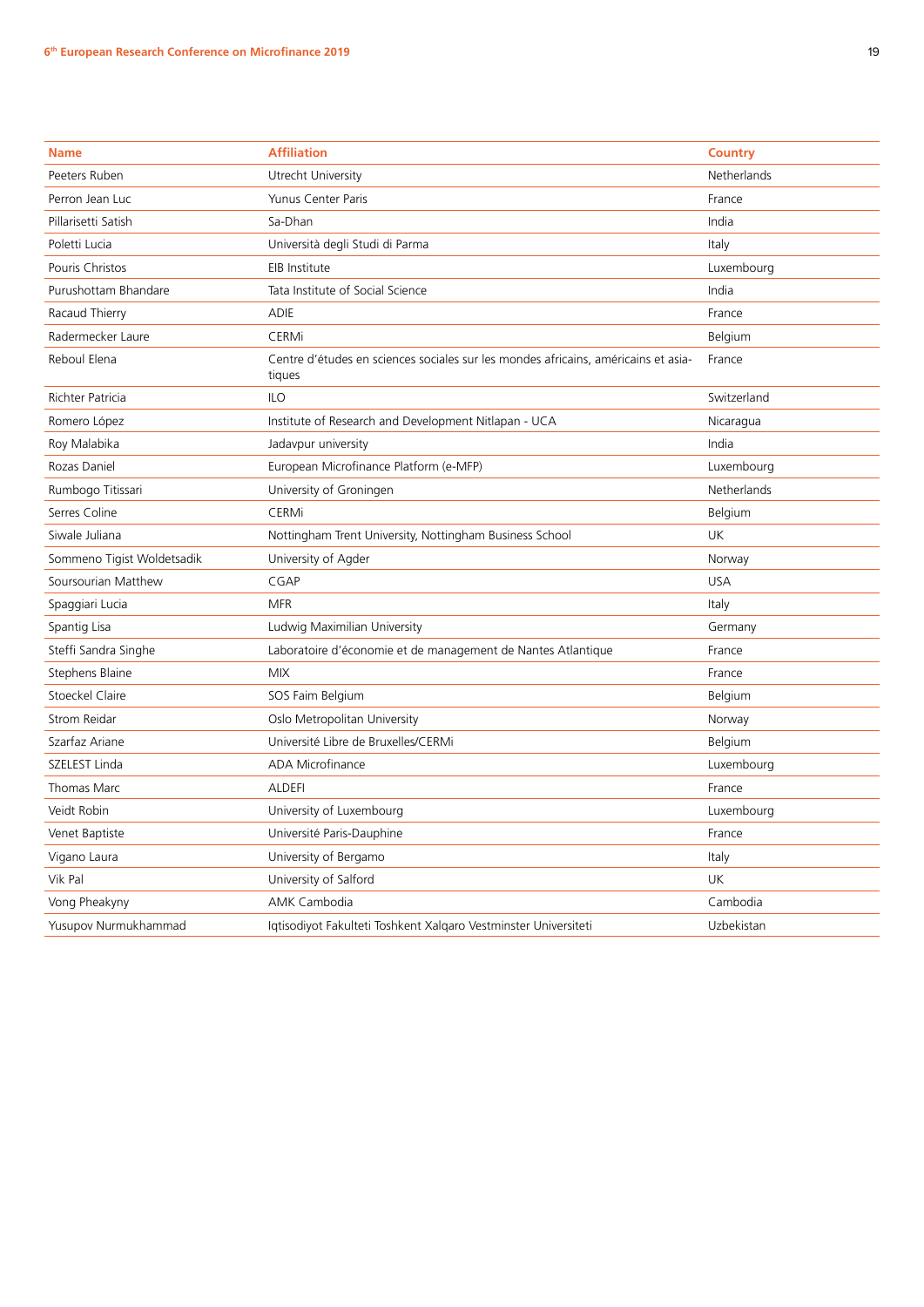| Name | Affiliation | Country |
|---|---|---|
| Peeters Ruben | Utrecht University | Netherlands |
| Perron Jean Luc | Yunus Center Paris | France |
| Pillarisetti Satish | Sa-Dhan | India |
| Poletti Lucia | Università degli Studi di Parma | Italy |
| Pouris Christos | EIB Institute | Luxembourg |
| Purushottam Bhandare | Tata Institute of Social Science | India |
| Racaud Thierry | ADIE | France |
| Radermecker Laure | CERMi | Belgium |
| Reboul Elena | Centre d'études en sciences sociales sur les mondes africains, américains et asiatiques | France |
| Richter Patricia | ILO | Switzerland |
| Romero López | Institute of Research and Development Nitlapan - UCA | Nicaragua |
| Roy Malabika | Jadavpur university | India |
| Rozas Daniel | European Microfinance Platform (e-MFP) | Luxembourg |
| Rumbogo Titissari | University of Groningen | Netherlands |
| Serres Coline | CERMi | Belgium |
| Siwale Juliana | Nottingham Trent University, Nottingham Business School | UK |
| Sommeno Tigist Woldetsadik | University of Agder | Norway |
| Soursourian Matthew | CGAP | USA |
| Spaggiari Lucia | MFR | Italy |
| Spantig Lisa | Ludwig Maximilian University | Germany |
| Steffi Sandra Singhe | Laboratoire d'économie et de management de Nantes Atlantique | France |
| Stephens Blaine | MIX | France |
| Stoeckel Claire | SOS Faim Belgium | Belgium |
| Strom Reidar | Oslo Metropolitan University | Norway |
| Szarfaz Ariane | Université Libre de Bruxelles/CERMi | Belgium |
| SZELEST Linda | ADA Microfinance | Luxembourg |
| Thomas Marc | ALDEFI | France |
| Veidt Robin | University of Luxembourg | Luxembourg |
| Venet Baptiste | Université Paris-Dauphine | France |
| Vigano Laura | University of Bergamo | Italy |
| Vik Pal | University of Salford | UK |
| Vong Pheakyny | AMK Cambodia | Cambodia |
| Yusupov Nurmukhammad | Iqtisodiyot Fakulteti Toshkent Xalqaro Vestminster Universiteti | Uzbekistan |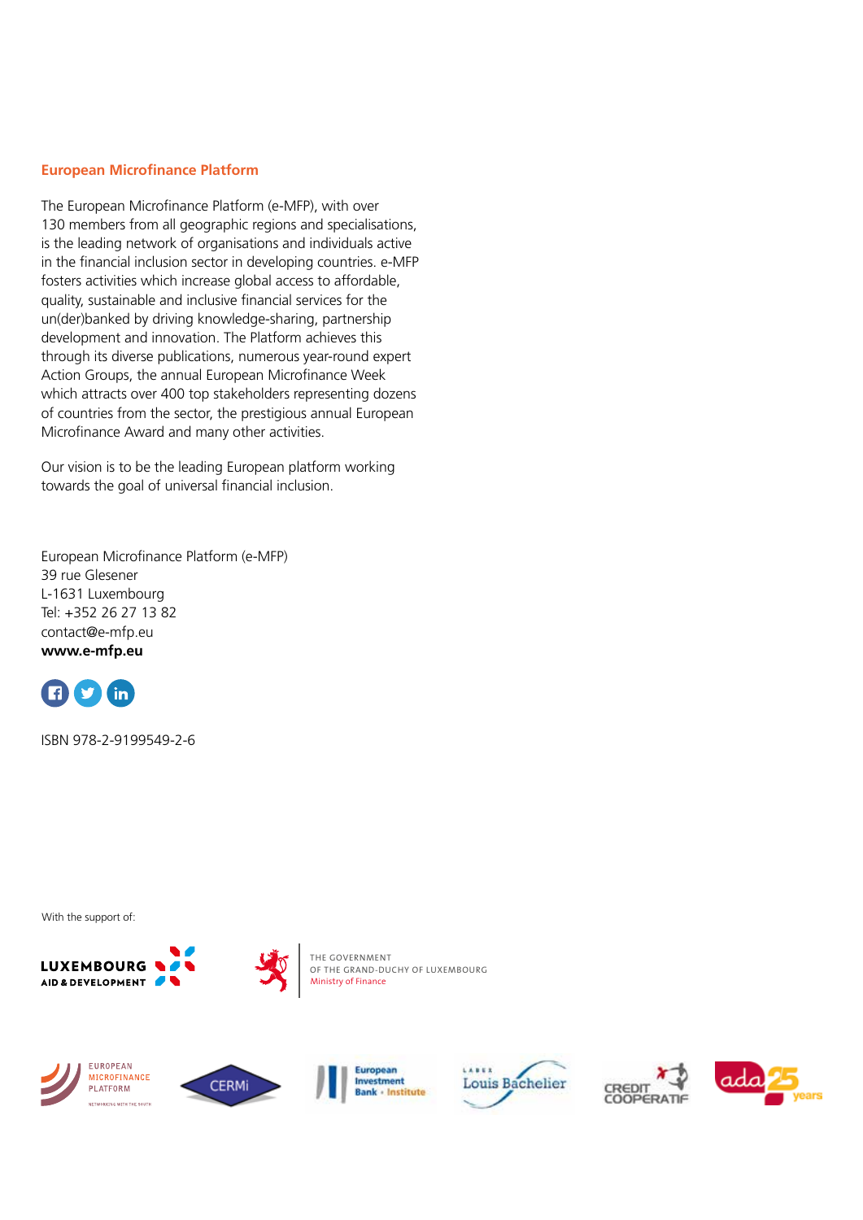## European Microfinance Platform

The European Microfinance Platform (e-MFP), with over 130 members from all geographic regions and specialisations, is the leading network of organisations and individuals active in the financial inclusion sector in developing countries. e-MFP fosters activities which increase global access to affordable, quality, sustainable and inclusive financial services for the un(der)banked by driving knowledge-sharing, partnership development and innovation. The Platform achieves this through its diverse publications, numerous year-round expert Action Groups, the annual European Microfinance Week which attracts over 400 top stakeholders representing dozens of countries from the sector, the prestigious annual European Microfinance Award and many other activities.

Our vision is to be the leading European platform working towards the goal of universal financial inclusion.

European Microfinance Platform (e-MFP)
39 rue Glesener
L-1631 Luxembourg
Tel: +352 26 27 13 82
contact@e-mfp.eu
**www.e-mfp.eu**

ISBN 978-2-9199549-2-6

With the support of:

LUXEMBOURG AID & DEVELOPMENT

THE GOVERNMENT OF THE GRAND-DUCHY OF LUXEMBOURG
Ministry of Finance

EUROPEAN MICROFINANCE PLATFORM — NETWORKING WITH THE SOUTH

CERMi

European Investment Bank · Institute

LABEX Louis Bachelier

CREDIT COOPERATIF

ada 25 years